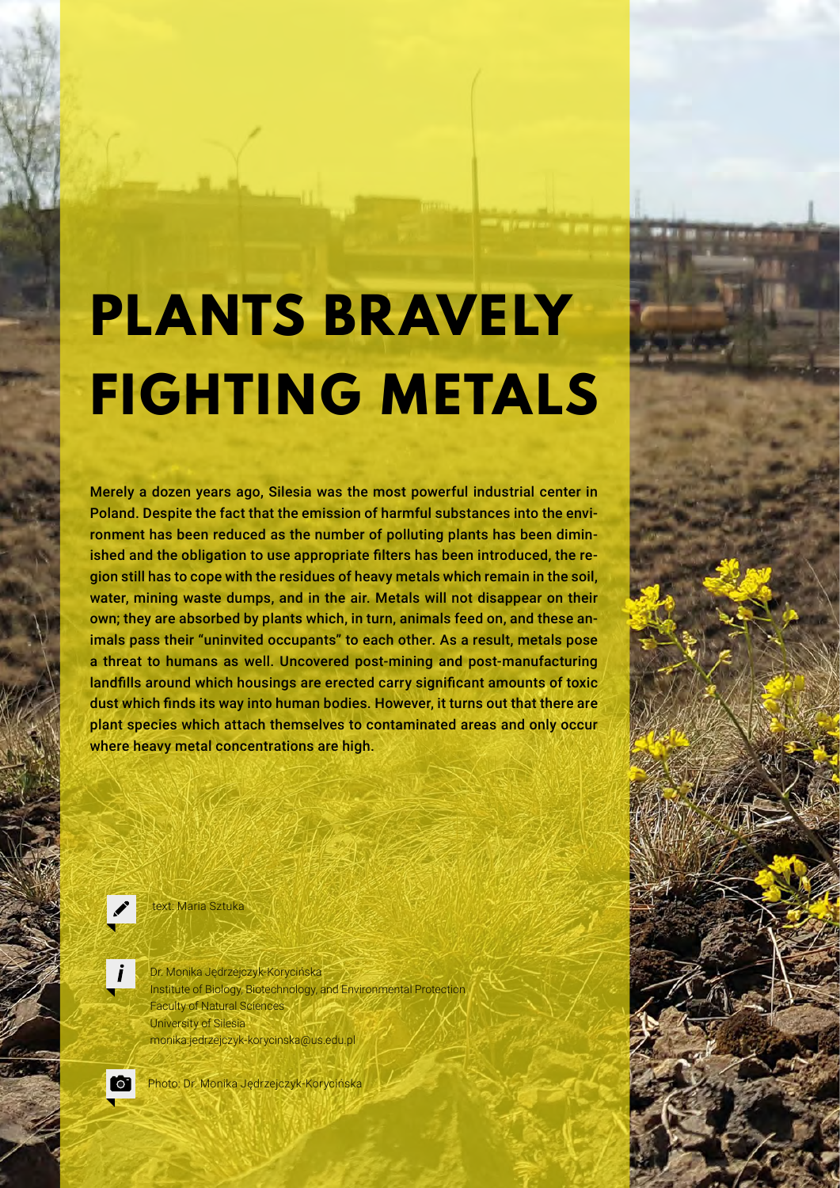# PLANTS BRAVELY FIGHTING METALS

**Merely a dozen years ago, Silesia was the most powerful industrial center in Poland. Despite the fact that the emission of harmful substances into the environment has been reduced as the number of polluting plants has been diminished and the obligation to use appropriate filters has been introduced, the region still has to cope with the residues of heavy metals which remain in the soil, water, mining waste dumps, and in the air. Metals will not disappear on their own; they are absorbed by plants which, in turn, animals feed on, and these animals pass their "uninvited occupants" to each other. As a result, metals pose a threat to humans as well. Uncovered post-mining and post-manufacturing landfills around which housings are erected carry significant amounts of toxic dust which finds its way into human bodies. However, it turns out that there are plant species which attach themselves to contaminated areas and only occur where heavy metal concentrations are high.**

text: Maria Sztuka

Dr. Monika Jędrzejczyk-Korycińska
Institute of Biology, Biotechnology, and Environmental Protection
Faculty of Natural Sciences
University of Silesia
monika.jedrzejczyk-korycinska@us.edu.pl

Photo: Dr. Monika Jędrzejczyk-Korycińska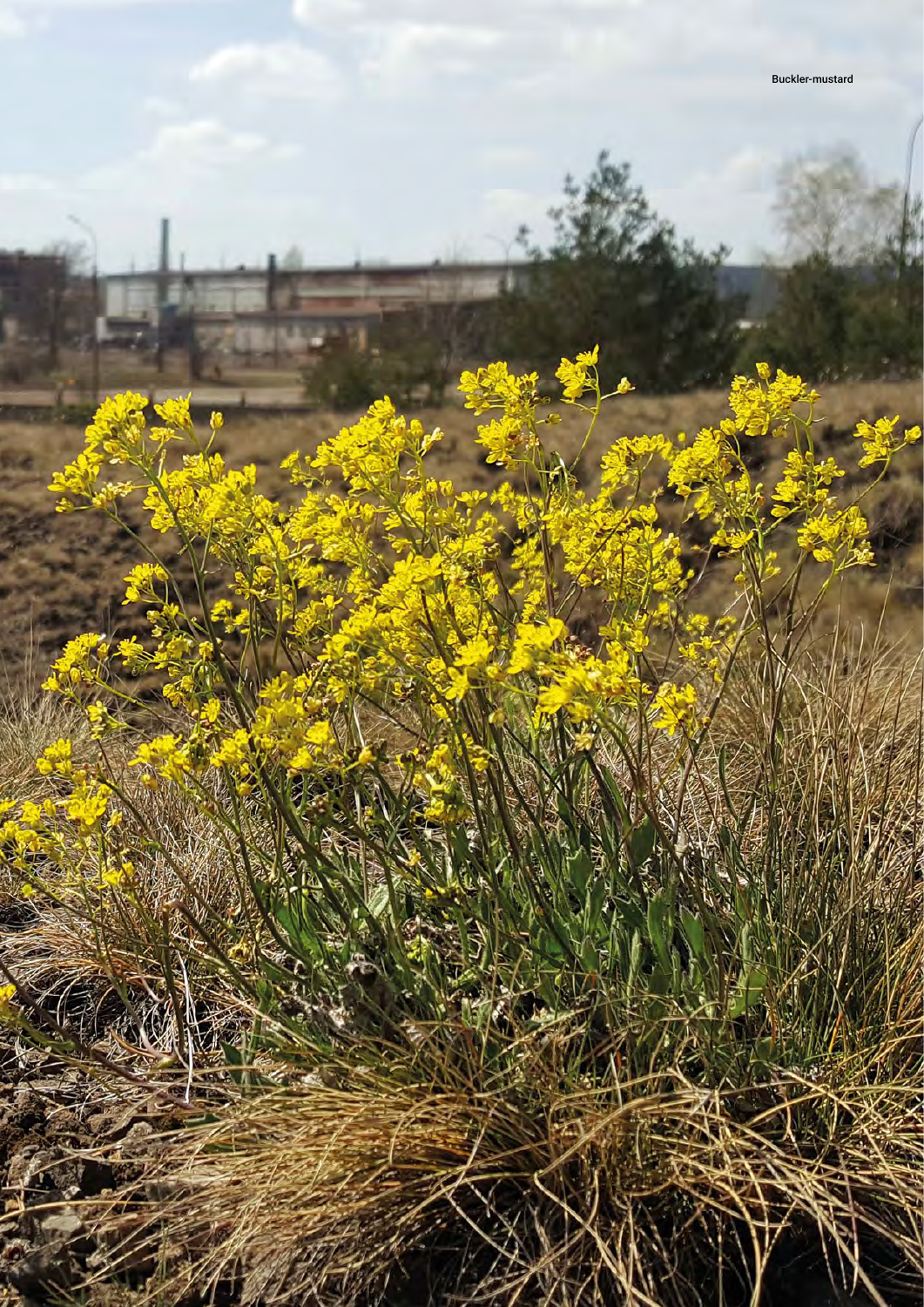Buckler-mustard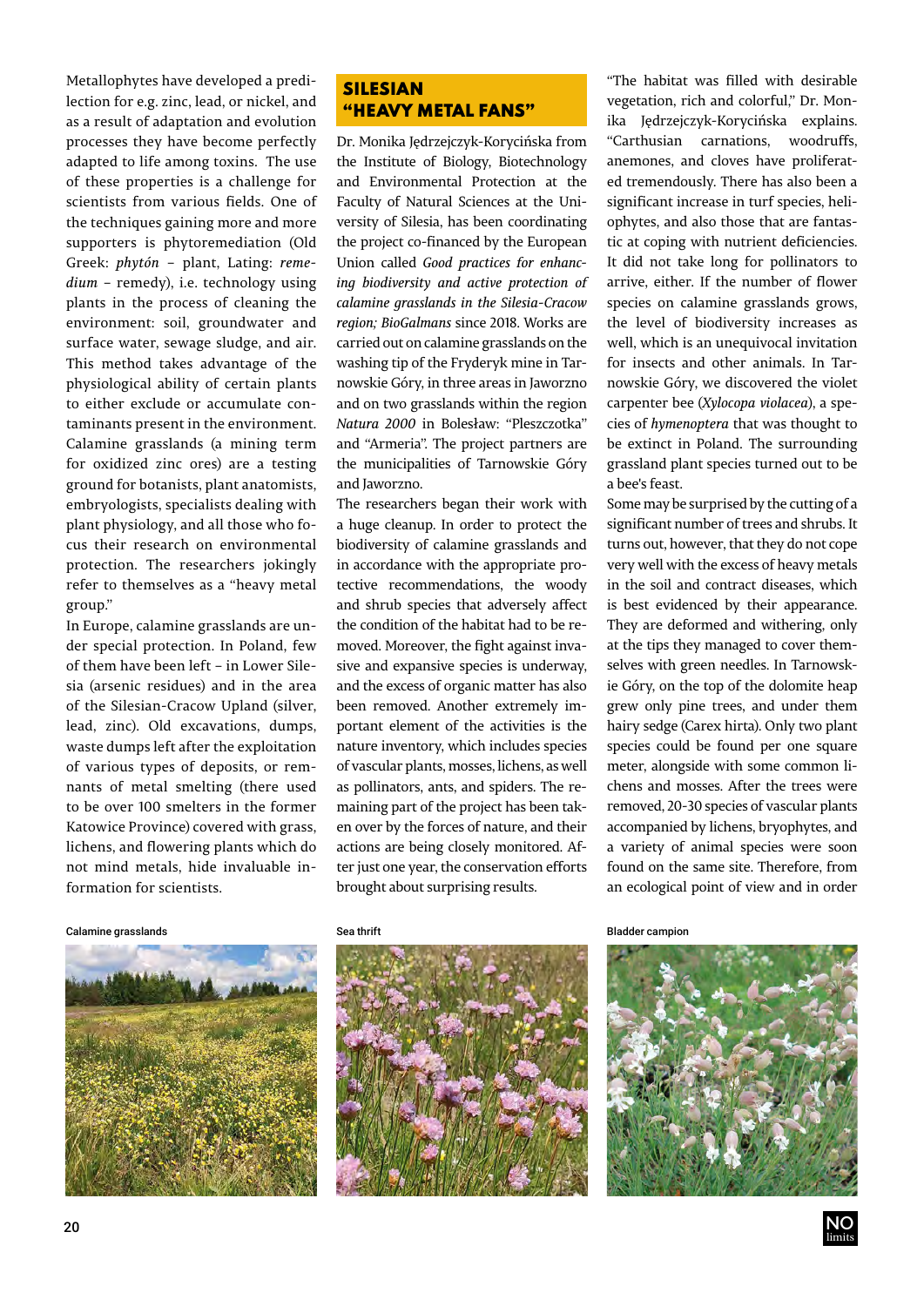Metallophytes have developed a predilection for e.g. zinc, lead, or nickel, and as a result of adaptation and evolution processes they have become perfectly adapted to life among toxins. The use of these properties is a challenge for scientists from various fields. One of the techniques gaining more and more supporters is phytoremediation (Old Greek: *phytón* – plant, Lating: *remedium* – remedy), i.e. technology using plants in the process of cleaning the environment: soil, groundwater and surface water, sewage sludge, and air. This method takes advantage of the physiological ability of certain plants to either exclude or accumulate contaminants present in the environment. Calamine grasslands (a mining term for oxidized zinc ores) are a testing ground for botanists, plant anatomists, embryologists, specialists dealing with plant physiology, and all those who focus their research on environmental protection. The researchers jokingly refer to themselves as a "heavy metal group."

In Europe, calamine grasslands are under special protection. In Poland, few of them have been left – in Lower Silesia (arsenic residues) and in the area of the Silesian-Cracow Upland (silver, lead, zinc). Old excavations, dumps, waste dumps left after the exploitation of various types of deposits, or remnants of metal smelting (there used to be over 100 smelters in the former Katowice Province) covered with grass, lichens, and flowering plants which do not mind metals, hide invaluable information for scientists.

## SILESIAN "HEAVY METAL FANS"

Dr. Monika Jędrzejczyk-Korycińska from the Institute of Biology, Biotechnology and Environmental Protection at the Faculty of Natural Sciences at the University of Silesia, has been coordinating the project co-financed by the European Union called *Good practices for enhancing biodiversity and active protection of calamine grasslands in the Silesia-Cracow region; BioGalmans* since 2018. Works are carried out on calamine grasslands on the washing tip of the Fryderyk mine in Tarnowskie Góry, in three areas in Jaworzno and on two grasslands within the region *Natura 2000* in Bolesław: "Pleszczotka" and "Armeria". The project partners are the municipalities of Tarnowskie Góry and Jaworzno.

The researchers began their work with a huge cleanup. In order to protect the biodiversity of calamine grasslands and in accordance with the appropriate protective recommendations, the woody and shrub species that adversely affect the condition of the habitat had to be removed. Moreover, the fight against invasive and expansive species is underway, and the excess of organic matter has also been removed. Another extremely important element of the activities is the nature inventory, which includes species of vascular plants, mosses, lichens, as well as pollinators, ants, and spiders. The remaining part of the project has been taken over by the forces of nature, and their actions are being closely monitored. After just one year, the conservation efforts brought about surprising results.

"The habitat was filled with desirable vegetation, rich and colorful," Dr. Monika Jędrzejczyk-Korycińska explains. "Carthusian carnations, woodruffs, anemones, and cloves have proliferated tremendously. There has also been a significant increase in turf species, heliophytes, and also those that are fantastic at coping with nutrient deficiencies. It did not take long for pollinators to arrive, either. If the number of flower species on calamine grasslands grows, the level of biodiversity increases as well, which is an unequivocal invitation for insects and other animals. In Tarnowskie Góry, we discovered the violet carpenter bee (*Xylocopa violacea*), a species of *hymenoptera* that was thought to be extinct in Poland. The surrounding grassland plant species turned out to be a bee's feast.

Some may be surprised by the cutting of a significant number of trees and shrubs. It turns out, however, that they do not cope very well with the excess of heavy metals in the soil and contract diseases, which is best evidenced by their appearance. They are deformed and withering, only at the tips they managed to cover themselves with green needles. In Tarnowskie Góry, on the top of the dolomite heap grew only pine trees, and under them hairy sedge (Carex hirta). Only two plant species could be found per one square meter, alongside with some common lichens and mosses. After the trees were removed, 20-30 species of vascular plants accompanied by lichens, bryophytes, and a variety of animal species were soon found on the same site. Therefore, from an ecological point of view and in order

Calamine grasslands

Sea thrift

Bladder campion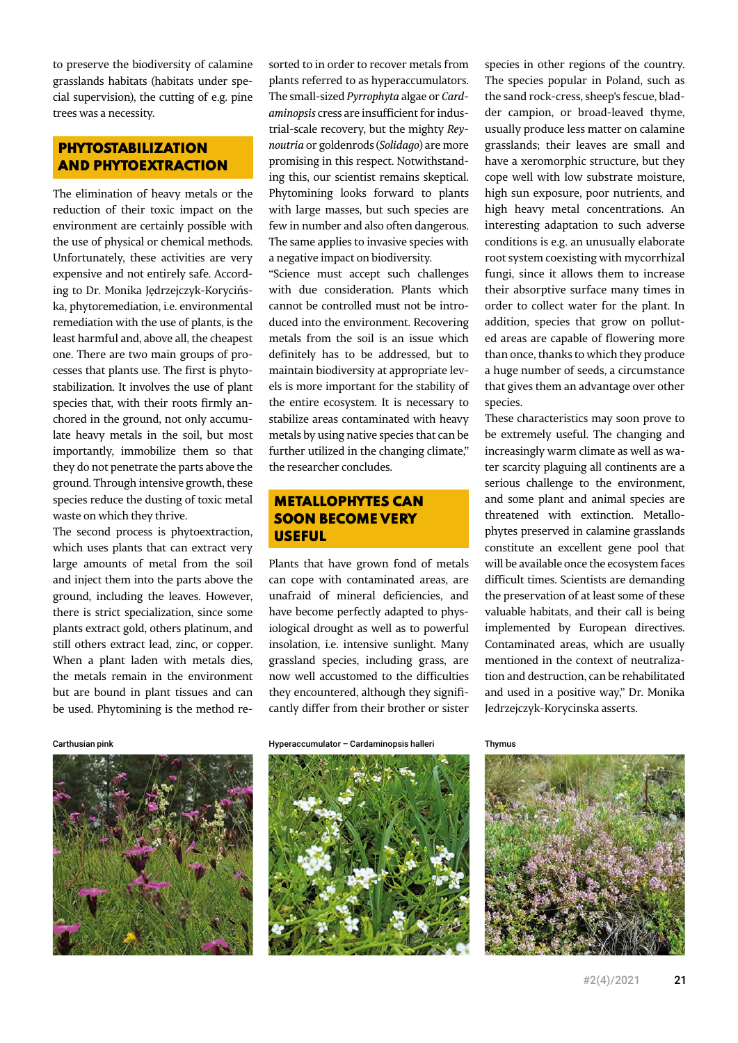to preserve the biodiversity of calamine grasslands habitats (habitats under special supervision), the cutting of e.g. pine trees was a necessity.

## PHYTOSTABILIZATION AND PHYTOEXTRACTION

The elimination of heavy metals or the reduction of their toxic impact on the environment are certainly possible with the use of physical or chemical methods. Unfortunately, these activities are very expensive and not entirely safe. According to Dr. Monika Jędrzejczyk-Korycińska, phytoremediation, i.e. environmental remediation with the use of plants, is the least harmful and, above all, the cheapest one. There are two main groups of processes that plants use. The first is phytostabilization. It involves the use of plant species that, with their roots firmly anchored in the ground, not only accumulate heavy metals in the soil, but most importantly, immobilize them so that they do not penetrate the parts above the ground. Through intensive growth, these species reduce the dusting of toxic metal waste on which they thrive.

The second process is phytoextraction, which uses plants that can extract very large amounts of metal from the soil and inject them into the parts above the ground, including the leaves. However, there is strict specialization, since some plants extract gold, others platinum, and still others extract lead, zinc, or copper. When a plant laden with metals dies, the metals remain in the environment but are bound in plant tissues and can be used. Phytomining is the method resorted to in order to recover metals from plants referred to as hyperaccumulators. The small-sized *Pyrrophyta* algae or *Cardaminopsis* cress are insufficient for industrial-scale recovery, but the mighty *Reynoutria* or goldenrods (*Solidago*) are more promising in this respect. Notwithstanding this, our scientist remains skeptical. Phytomining looks forward to plants with large masses, but such species are few in number and also often dangerous. The same applies to invasive species with a negative impact on biodiversity.

"Science must accept such challenges with due consideration. Plants which cannot be controlled must not be introduced into the environment. Recovering metals from the soil is an issue which definitely has to be addressed, but to maintain biodiversity at appropriate levels is more important for the stability of the entire ecosystem. It is necessary to stabilize areas contaminated with heavy metals by using native species that can be further utilized in the changing climate," the researcher concludes.

## METALLOPHYTES CAN SOON BECOME VERY USEFUL

Plants that have grown fond of metals can cope with contaminated areas, are unafraid of mineral deficiencies, and have become perfectly adapted to physiological drought as well as to powerful insolation, i.e. intensive sunlight. Many grassland species, including grass, are now well accustomed to the difficulties they encountered, although they significantly differ from their brother or sister species in other regions of the country. The species popular in Poland, such as the sand rock-cress, sheep's fescue, bladder campion, or broad-leaved thyme, usually produce less matter on calamine grasslands; their leaves are small and have a xeromorphic structure, but they cope well with low substrate moisture, high sun exposure, poor nutrients, and high heavy metal concentrations. An interesting adaptation to such adverse conditions is e.g. an unusually elaborate root system coexisting with mycorrhizal fungi, since it allows them to increase their absorptive surface many times in order to collect water for the plant. In addition, species that grow on polluted areas are capable of flowering more than once, thanks to which they produce a huge number of seeds, a circumstance that gives them an advantage over other species.

These characteristics may soon prove to be extremely useful. The changing and increasingly warm climate as well as water scarcity plaguing all continents are a serious challenge to the environment, and some plant and animal species are threatened with extinction. Metallophytes preserved in calamine grasslands constitute an excellent gene pool that will be available once the ecosystem faces difficult times. Scientists are demanding the preservation of at least some of these valuable habitats, and their call is being implemented by European directives. Contaminated areas, which are usually mentioned in the context of neutralization and destruction, can be rehabilitated and used in a positive way," Dr. Monika Jedrzejczyk-Korycinska asserts.

Carthusian pink

Hyperaccumulator – Cardaminopsis halleri

Thymus